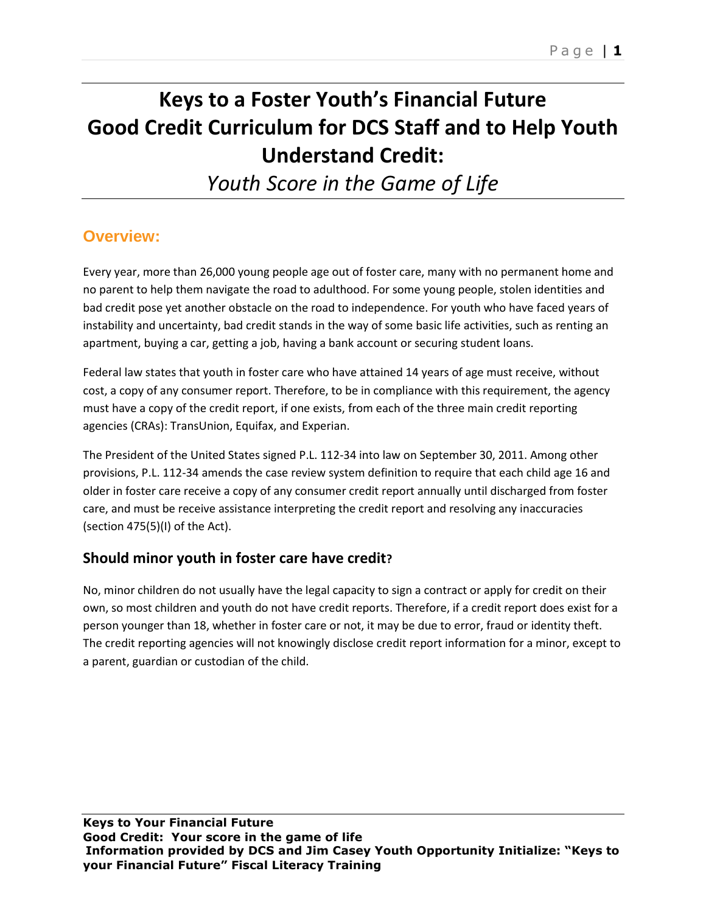# Keys to a Foster Youth's Financial Future
# Good Credit Curriculum for DCS Staff and to Help Youth Understand Credit:
## *Youth Score in the Game of Life*

## Overview:

Every year, more than 26,000 young people age out of foster care, many with no permanent home and no parent to help them navigate the road to adulthood. For some young people, stolen identities and bad credit pose yet another obstacle on the road to independence. For youth who have faced years of instability and uncertainty, bad credit stands in the way of some basic life activities, such as renting an apartment, buying a car, getting a job, having a bank account or securing student loans.

Federal law states that youth in foster care who have attained 14 years of age must receive, without cost, a copy of any consumer report. Therefore, to be in compliance with this requirement, the agency must have a copy of the credit report, if one exists, from each of the three main credit reporting agencies (CRAs): TransUnion, Equifax, and Experian.

The President of the United States signed P.L. 112-34 into law on September 30, 2011. Among other provisions, P.L. 112-34 amends the case review system definition to require that each child age 16 and older in foster care receive a copy of any consumer credit report annually until discharged from foster care, and must be receive assistance interpreting the credit report and resolving any inaccuracies (section 475(5)(I) of the Act).

### Should minor youth in foster care have credit?

No, minor children do not usually have the legal capacity to sign a contract or apply for credit on their own, so most children and youth do not have credit reports. Therefore, if a credit report does exist for a person younger than 18, whether in foster care or not, it may be due to error, fraud or identity theft. The credit reporting agencies will not knowingly disclose credit report information for a minor, except to a parent, guardian or custodian of the child.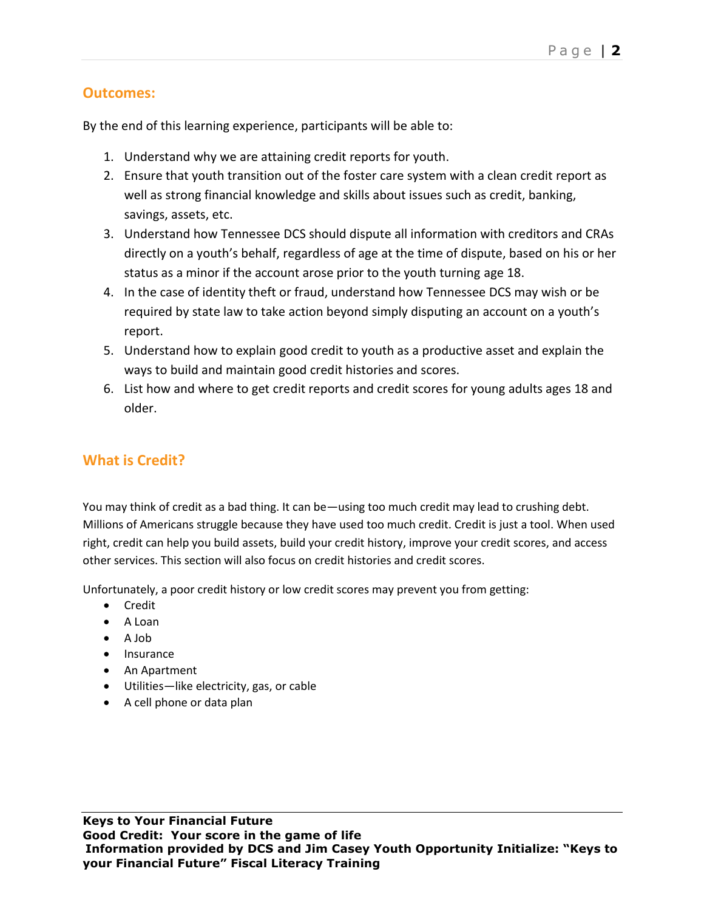## Outcomes:

By the end of this learning experience, participants will be able to:

1. Understand why we are attaining credit reports for youth.
2. Ensure that youth transition out of the foster care system with a clean credit report as well as strong financial knowledge and skills about issues such as credit, banking, savings, assets, etc.
3. Understand how Tennessee DCS should dispute all information with creditors and CRAs directly on a youth's behalf, regardless of age at the time of dispute, based on his or her status as a minor if the account arose prior to the youth turning age 18.
4. In the case of identity theft or fraud, understand how Tennessee DCS may wish or be required by state law to take action beyond simply disputing an account on a youth's report.
5. Understand how to explain good credit to youth as a productive asset and explain the ways to build and maintain good credit histories and scores.
6. List how and where to get credit reports and credit scores for young adults ages 18 and older.

## What is Credit?

You may think of credit as a bad thing. It can be—using too much credit may lead to crushing debt. Millions of Americans struggle because they have used too much credit. Credit is just a tool. When used right, credit can help you build assets, build your credit history, improve your credit scores, and access other services. This section will also focus on credit histories and credit scores.

Unfortunately, a poor credit history or low credit scores may prevent you from getting:

- Credit
- A Loan
- A Job
- Insurance
- An Apartment
- Utilities—like electricity, gas, or cable
- A cell phone or data plan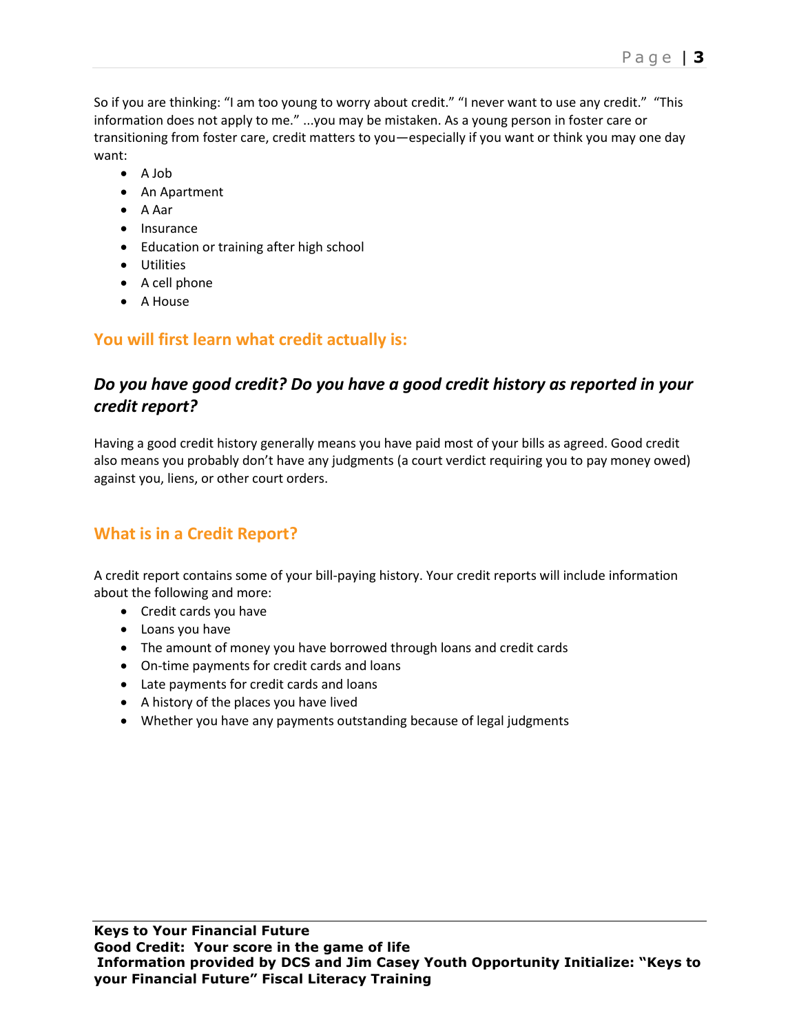So if you are thinking: "I am too young to worry about credit." "I never want to use any credit." "This information does not apply to me." ...you may be mistaken. As a young person in foster care or transitioning from foster care, credit matters to you—especially if you want or think you may one day want:

- A Job
- An Apartment
- A Aar
- Insurance
- Education or training after high school
- Utilities
- A cell phone
- A House

## You will first learn what credit actually is:

### *Do you have good credit? Do you have a good credit history as reported in your credit report?*

Having a good credit history generally means you have paid most of your bills as agreed. Good credit also means you probably don't have any judgments (a court verdict requiring you to pay money owed) against you, liens, or other court orders.

## What is in a Credit Report?

A credit report contains some of your bill-paying history. Your credit reports will include information about the following and more:

- Credit cards you have
- Loans you have
- The amount of money you have borrowed through loans and credit cards
- On-time payments for credit cards and loans
- Late payments for credit cards and loans
- A history of the places you have lived
- Whether you have any payments outstanding because of legal judgments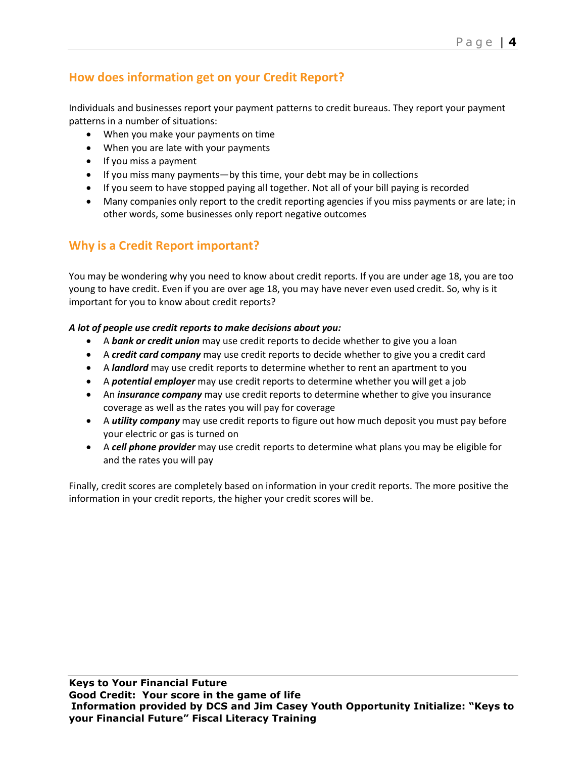## How does information get on your Credit Report?

Individuals and businesses report your payment patterns to credit bureaus. They report your payment patterns in a number of situations:

- When you make your payments on time
- When you are late with your payments
- If you miss a payment
- If you miss many payments—by this time, your debt may be in collections
- If you seem to have stopped paying all together. Not all of your bill paying is recorded
- Many companies only report to the credit reporting agencies if you miss payments or are late; in other words, some businesses only report negative outcomes

## Why is a Credit Report important?

You may be wondering why you need to know about credit reports. If you are under age 18, you are too young to have credit. Even if you are over age 18, you may have never even used credit. So, why is it important for you to know about credit reports?

***A lot of people use credit reports to make decisions about you:***

- A ***bank or credit union*** may use credit reports to decide whether to give you a loan
- A ***credit card company*** may use credit reports to decide whether to give you a credit card
- A ***landlord*** may use credit reports to determine whether to rent an apartment to you
- A ***potential employer*** may use credit reports to determine whether you will get a job
- An ***insurance company*** may use credit reports to determine whether to give you insurance coverage as well as the rates you will pay for coverage
- A ***utility company*** may use credit reports to figure out how much deposit you must pay before your electric or gas is turned on
- A ***cell phone provider*** may use credit reports to determine what plans you may be eligible for and the rates you will pay

Finally, credit scores are completely based on information in your credit reports. The more positive the information in your credit reports, the higher your credit scores will be.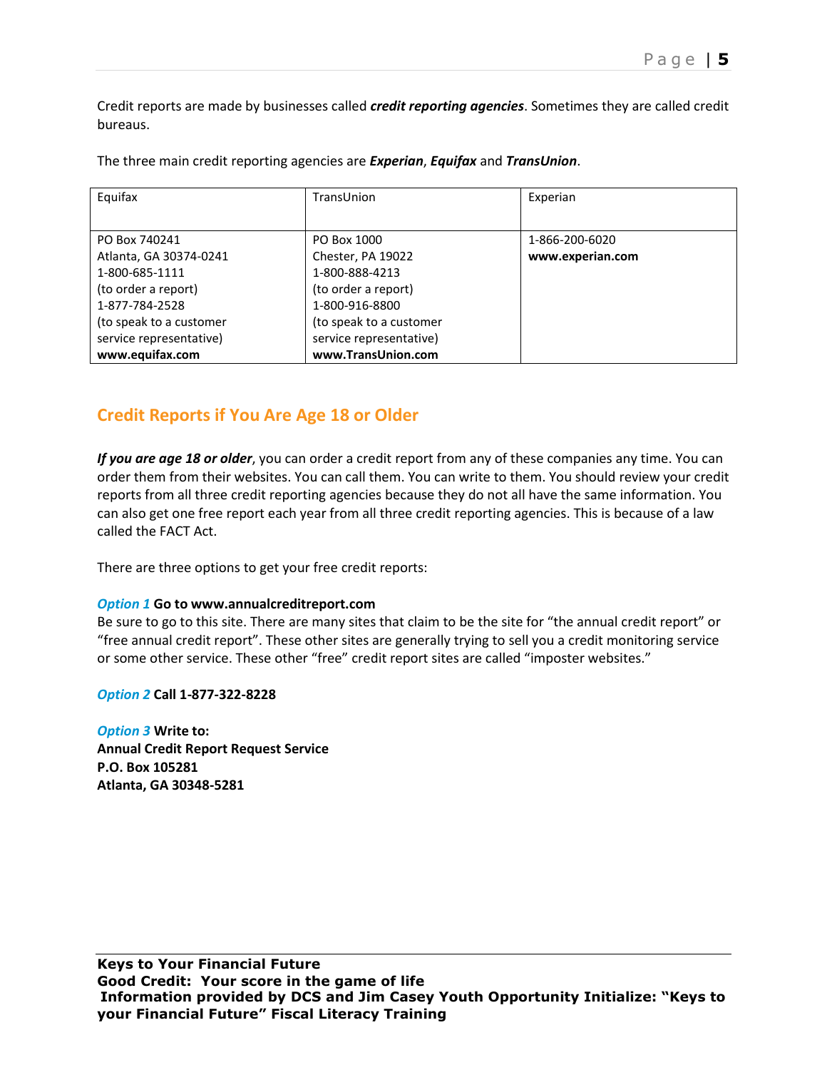Credit reports are made by businesses called ***credit reporting agencies***. Sometimes they are called credit bureaus.

The three main credit reporting agencies are ***Experian***, ***Equifax*** and ***TransUnion***.

| Equifax | TransUnion | Experian |
|---|---|---|
| PO Box 740241<br>Atlanta, GA 30374-0241<br>1-800-685-1111<br>(to order a report)<br>1-877-784-2528<br>(to speak to a customer service representative)<br>**www.equifax.com** | PO Box 1000<br>Chester, PA 19022<br>1-800-888-4213<br>(to order a report)<br>1-800-916-8800<br>(to speak to a customer service representative)<br>**www.TransUnion.com** | 1-866-200-6020<br>**www.experian.com** |

## Credit Reports if You Are Age 18 or Older

***If you are age 18 or older***, you can order a credit report from any of these companies any time. You can order them from their websites. You can call them. You can write to them. You should review your credit reports from all three credit reporting agencies because they do not all have the same information. You can also get one free report each year from all three credit reporting agencies. This is because of a law called the FACT Act.

There are three options to get your free credit reports:

***Option 1*** **Go to www.annualcreditreport.com**
Be sure to go to this site. There are many sites that claim to be the site for "the annual credit report" or "free annual credit report". These other sites are generally trying to sell you a credit monitoring service or some other service. These other "free" credit report sites are called "imposter websites."

***Option 2*** **Call 1-877-322-8228**

***Option 3*** **Write to:**
**Annual Credit Report Request Service**
**P.O. Box 105281**
**Atlanta, GA 30348-5281**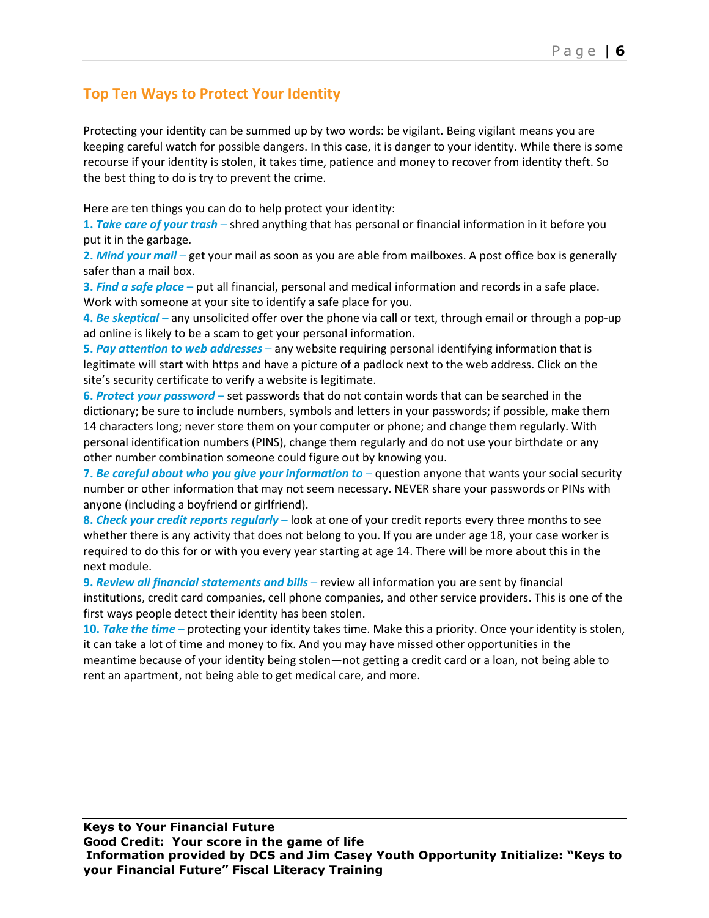## Top Ten Ways to Protect Your Identity

Protecting your identity can be summed up by two words: be vigilant. Being vigilant means you are keeping careful watch for possible dangers. In this case, it is danger to your identity. While there is some recourse if your identity is stolen, it takes time, patience and money to recover from identity theft. So the best thing to do is try to prevent the crime.

Here are ten things you can do to help protect your identity:

**1.** ***Take care of your trash*** – shred anything that has personal or financial information in it before you put it in the garbage.

**2.** ***Mind your mail*** – get your mail as soon as you are able from mailboxes. A post office box is generally safer than a mail box.

**3.** ***Find a safe place*** – put all financial, personal and medical information and records in a safe place. Work with someone at your site to identify a safe place for you.

**4.** ***Be skeptical*** – any unsolicited offer over the phone via call or text, through email or through a pop-up ad online is likely to be a scam to get your personal information.

**5.** ***Pay attention to web addresses*** – any website requiring personal identifying information that is legitimate will start with https and have a picture of a padlock next to the web address. Click on the site's security certificate to verify a website is legitimate.

**6.** ***Protect your password*** – set passwords that do not contain words that can be searched in the dictionary; be sure to include numbers, symbols and letters in your passwords; if possible, make them 14 characters long; never store them on your computer or phone; and change them regularly. With personal identification numbers (PINS), change them regularly and do not use your birthdate or any other number combination someone could figure out by knowing you.

**7.** ***Be careful about who you give your information to*** – question anyone that wants your social security number or other information that may not seem necessary. NEVER share your passwords or PINs with anyone (including a boyfriend or girlfriend).

**8.** ***Check your credit reports regularly*** – look at one of your credit reports every three months to see whether there is any activity that does not belong to you. If you are under age 18, your case worker is required to do this for or with you every year starting at age 14. There will be more about this in the next module.

**9.** ***Review all financial statements and bills*** – review all information you are sent by financial institutions, credit card companies, cell phone companies, and other service providers. This is one of the first ways people detect their identity has been stolen.

**10.** ***Take the time*** – protecting your identity takes time. Make this a priority. Once your identity is stolen, it can take a lot of time and money to fix. And you may have missed other opportunities in the meantime because of your identity being stolen—not getting a credit card or a loan, not being able to rent an apartment, not being able to get medical care, and more.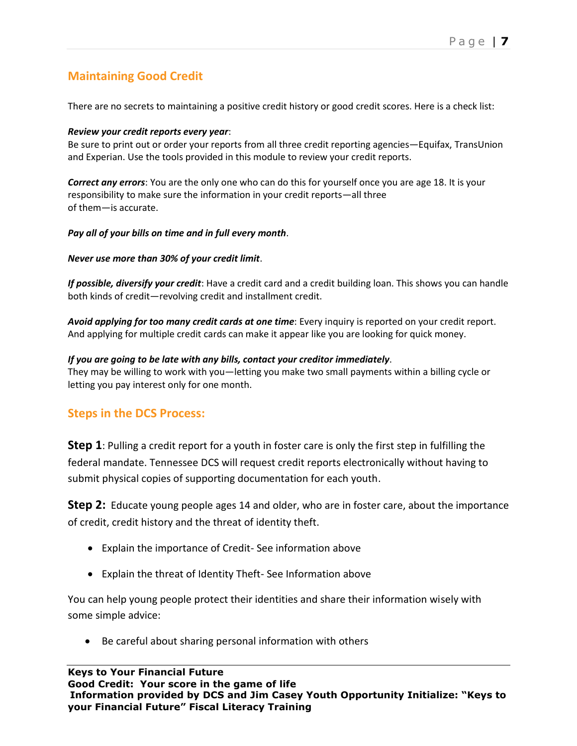## Maintaining Good Credit

There are no secrets to maintaining a positive credit history or good credit scores. Here is a check list:

***Review your credit reports every year***:
Be sure to print out or order your reports from all three credit reporting agencies—Equifax, TransUnion and Experian. Use the tools provided in this module to review your credit reports.

***Correct any errors***: You are the only one who can do this for yourself once you are age 18. It is your responsibility to make sure the information in your credit reports—all three of them—is accurate.

***Pay all of your bills on time and in full every month***.

***Never use more than 30% of your credit limit***.

***If possible, diversify your credit***: Have a credit card and a credit building loan. This shows you can handle both kinds of credit—revolving credit and installment credit.

***Avoid applying for too many credit cards at one time***: Every inquiry is reported on your credit report. And applying for multiple credit cards can make it appear like you are looking for quick money.

***If you are going to be late with any bills, contact your creditor immediately***.
They may be willing to work with you—letting you make two small payments within a billing cycle or letting you pay interest only for one month.

## Steps in the DCS Process:

**Step 1**: Pulling a credit report for a youth in foster care is only the first step in fulfilling the federal mandate. Tennessee DCS will request credit reports electronically without having to submit physical copies of supporting documentation for each youth.

**Step 2:** Educate young people ages 14 and older, who are in foster care, about the importance of credit, credit history and the threat of identity theft.

- Explain the importance of Credit- See information above
- Explain the threat of Identity Theft- See Information above

You can help young people protect their identities and share their information wisely with some simple advice:

- Be careful about sharing personal information with others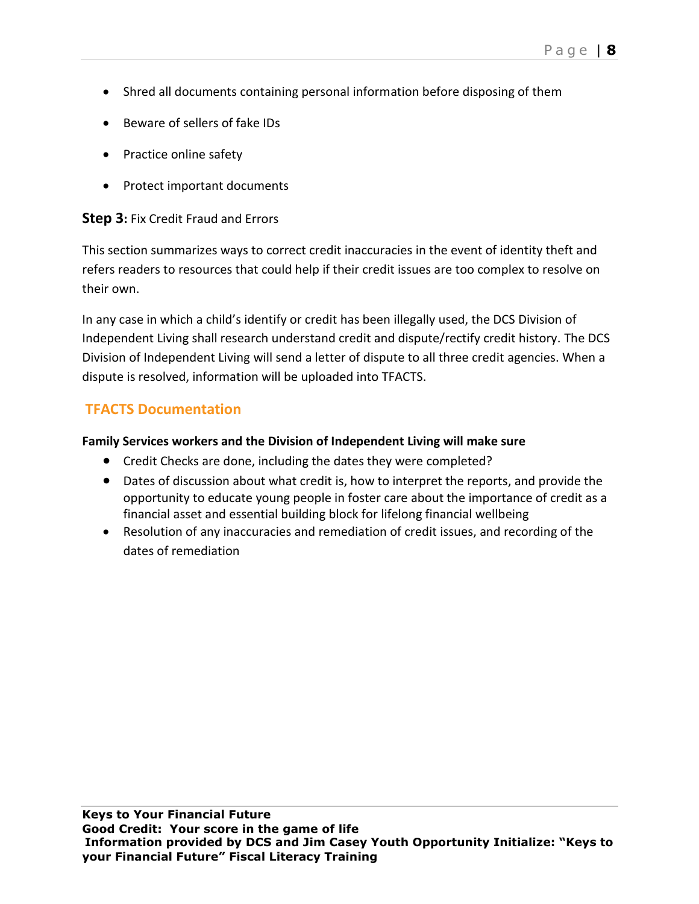- Shred all documents containing personal information before disposing of them
- Beware of sellers of fake IDs
- Practice online safety
- Protect important documents

**Step 3:** Fix Credit Fraud and Errors

This section summarizes ways to correct credit inaccuracies in the event of identity theft and refers readers to resources that could help if their credit issues are too complex to resolve on their own.

In any case in which a child's identify or credit has been illegally used, the DCS Division of Independent Living shall research understand credit and dispute/rectify credit history. The DCS Division of Independent Living will send a letter of dispute to all three credit agencies. When a dispute is resolved, information will be uploaded into TFACTS.

## TFACTS Documentation

**Family Services workers and the Division of Independent Living will make sure**

- Credit Checks are done, including the dates they were completed?
- Dates of discussion about what credit is, how to interpret the reports, and provide the opportunity to educate young people in foster care about the importance of credit as a financial asset and essential building block for lifelong financial wellbeing
- Resolution of any inaccuracies and remediation of credit issues, and recording of the dates of remediation